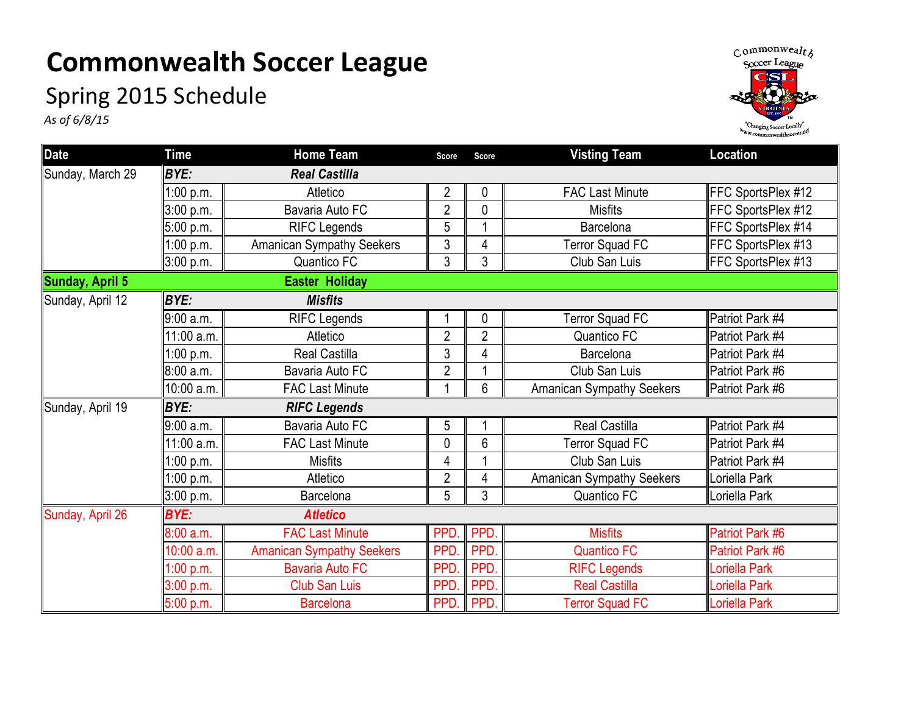# Commonwealth Soccer League

## Spring 2015 Schedule

*As of 6/8/15*

| Date | Time | Home Team | Score | Score | Visting Team | Location |
|---|---|---|---|---|---|---|
| Sunday, March 29 | ***BYE:*** | ***Real Castilla*** | | | | |
| | 1:00 p.m. | Atletico | 2 | 0 | FAC Last Minute | FFC SportsPlex #12 |
| | 3:00 p.m. | Bavaria Auto FC | 2 | 0 | Misfits | FFC SportsPlex #12 |
| | 5:00 p.m. | RIFC Legends | 5 | 1 | Barcelona | FFC SportsPlex #14 |
| | 1:00 p.m. | Amanican Sympathy Seekers | 3 | 4 | Terror Squad FC | FFC SportsPlex #13 |
| | 3:00 p.m. | Quantico FC | 3 | 3 | Club San Luis | FFC SportsPlex #13 |
| **Sunday, April 5** | | **Easter Holiday** | | | | |
| Sunday, April 12 | ***BYE:*** | ***Misfits*** | | | | |
| | 9:00 a.m. | RIFC Legends | 1 | 0 | Terror Squad FC | Patriot Park #4 |
| | 11:00 a.m. | Atletico | 2 | 2 | Quantico FC | Patriot Park #4 |
| | 1:00 p.m. | Real Castilla | 3 | 4 | Barcelona | Patriot Park #4 |
| | 8:00 a.m. | Bavaria Auto FC | 2 | 1 | Club San Luis | Patriot Park #6 |
| | 10:00 a.m. | FAC Last Minute | 1 | 6 | Amanican Sympathy Seekers | Patriot Park #6 |
| Sunday, April 19 | ***BYE:*** | ***RIFC Legends*** | | | | |
| | 9:00 a.m. | Bavaria Auto FC | 5 | 1 | Real Castilla | Patriot Park #4 |
| | 11:00 a.m. | FAC Last Minute | 0 | 6 | Terror Squad FC | Patriot Park #4 |
| | 1:00 p.m. | Misfits | 4 | 1 | Club San Luis | Patriot Park #4 |
| | 1:00 p.m. | Atletico | 2 | 4 | Amanican Sympathy Seekers | Loriella Park |
| | 3:00 p.m. | Barcelona | 5 | 3 | Quantico FC | Loriella Park |
| Sunday, April 26 | ***BYE:*** | ***Atletico*** | | | | |
| | 8:00 a.m. | FAC Last Minute | PPD. | PPD. | Misfits | Patriot Park #6 |
| | 10:00 a.m. | Amanican Sympathy Seekers | PPD. | PPD. | Quantico FC | Patriot Park #6 |
| | 1:00 p.m. | Bavaria Auto FC | PPD. | PPD. | RIFC Legends | Loriella Park |
| | 3:00 p.m. | Club San Luis | PPD. | PPD. | Real Castilla | Loriella Park |
| | 5:00 p.m. | Barcelona | PPD. | PPD. | Terror Squad FC | Loriella Park |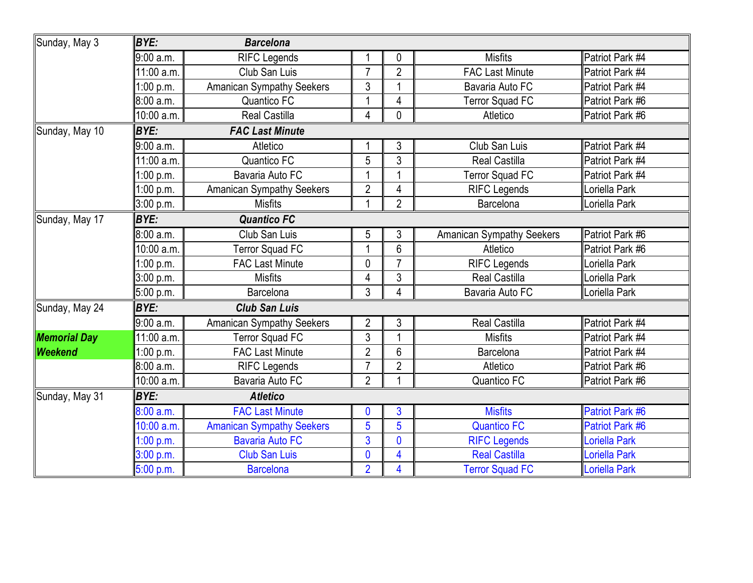| Date | Time | Home | Score | Score | Away | Field |
|---|---|---|---|---|---|---|
| Sunday, May 3 | ***BYE:*** | ***Barcelona*** | | | | |
| | 9:00 a.m. | RIFC Legends | 1 | 0 | Misfits | Patriot Park #4 |
| | 11:00 a.m. | Club San Luis | 7 | 2 | FAC Last Minute | Patriot Park #4 |
| | 1:00 p.m. | Amanican Sympathy Seekers | 3 | 1 | Bavaria Auto FC | Patriot Park #4 |
| | 8:00 a.m. | Quantico FC | 1 | 4 | Terror Squad FC | Patriot Park #6 |
| | 10:00 a.m. | Real Castilla | 4 | 0 | Atletico | Patriot Park #6 |
| Sunday, May 10 | ***BYE:*** | ***FAC Last Minute*** | | | | |
| | 9:00 a.m. | Atletico | 1 | 3 | Club San Luis | Patriot Park #4 |
| | 11:00 a.m. | Quantico FC | 5 | 3 | Real Castilla | Patriot Park #4 |
| | 1:00 p.m. | Bavaria Auto FC | 1 | 1 | Terror Squad FC | Patriot Park #4 |
| | 1:00 p.m. | Amanican Sympathy Seekers | 2 | 4 | RIFC Legends | Loriella Park |
| | 3:00 p.m. | Misfits | 1 | 2 | Barcelona | Loriella Park |
| Sunday, May 17 | ***BYE:*** | ***Quantico FC*** | | | | |
| | 8:00 a.m. | Club San Luis | 5 | 3 | Amanican Sympathy Seekers | Patriot Park #6 |
| | 10:00 a.m. | Terror Squad FC | 1 | 6 | Atletico | Patriot Park #6 |
| | 1:00 p.m. | FAC Last Minute | 0 | 7 | RIFC Legends | Loriella Park |
| | 3:00 p.m. | Misfits | 4 | 3 | Real Castilla | Loriella Park |
| | 5:00 p.m. | Barcelona | 3 | 4 | Bavaria Auto FC | Loriella Park |
| Sunday, May 24 | ***BYE:*** | ***Club San Luis*** | | | | |
| | 9:00 a.m. | Amanican Sympathy Seekers | 2 | 3 | Real Castilla | Patriot Park #4 |
| ***Memorial Day Weekend*** | 11:00 a.m. | Terror Squad FC | 3 | 1 | Misfits | Patriot Park #4 |
| | 1:00 p.m. | FAC Last Minute | 2 | 6 | Barcelona | Patriot Park #4 |
| | 8:00 a.m. | RIFC Legends | 7 | 2 | Atletico | Patriot Park #6 |
| | 10:00 a.m. | Bavaria Auto FC | 2 | 1 | Quantico FC | Patriot Park #6 |
| Sunday, May 31 | ***BYE:*** | ***Atletico*** | | | | |
| | 8:00 a.m. | FAC Last Minute | 0 | 3 | Misfits | Patriot Park #6 |
| | 10:00 a.m. | Amanican Sympathy Seekers | 5 | 5 | Quantico FC | Patriot Park #6 |
| | 1:00 p.m. | Bavaria Auto FC | 3 | 0 | RIFC Legends | Loriella Park |
| | 3:00 p.m. | Club San Luis | 0 | 4 | Real Castilla | Loriella Park |
| | 5:00 p.m. | Barcelona | 2 | 4 | Terror Squad FC | Loriella Park |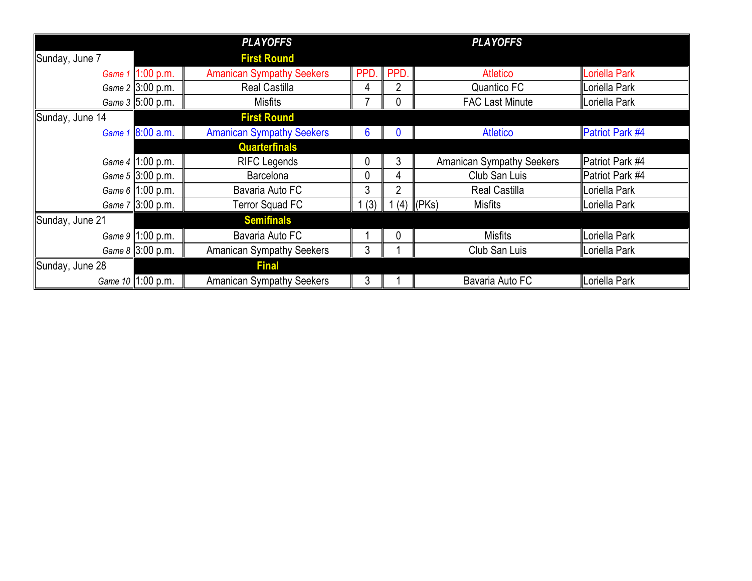| | | | | | | |
|---|---|---|---|---|---|---|
| | | ***PLAYOFFS*** | | | ***PLAYOFFS*** | |
| Sunday, June 7 | | **First Round** | | | | |
| *Game 1* | 1:00 p.m. | Amanican Sympathy Seekers | PPD. | PPD. | Atletico | Loriella Park |
| *Game 2* | 3:00 p.m. | Real Castilla | 4 | 2 | Quantico FC | Loriella Park |
| *Game 3* | 5:00 p.m. | Misfits | 7 | 0 | FAC Last Minute | Loriella Park |
| Sunday, June 14 | | **First Round** | | | | |
| *Game 1* | 8:00 a.m. | Amanican Sympathy Seekers | 6 | 0 | Atletico | Patriot Park #4 |
| | | **Quarterfinals** | | | | |
| *Game 4* | 1:00 p.m. | RIFC Legends | 0 | 3 | Amanican Sympathy Seekers | Patriot Park #4 |
| *Game 5* | 3:00 p.m. | Barcelona | 0 | 4 | Club San Luis | Patriot Park #4 |
| *Game 6* | 1:00 p.m. | Bavaria Auto FC | 3 | 2 | Real Castilla | Loriella Park |
| *Game 7* | 3:00 p.m. | Terror Squad FC | 1 (3) | 1 (4) | (PKs) Misfits | Loriella Park |
| Sunday, June 21 | | **Semifinals** | | | | |
| *Game 9* | 1:00 p.m. | Bavaria Auto FC | 1 | 0 | Misfits | Loriella Park |
| *Game 8* | 3:00 p.m. | Amanican Sympathy Seekers | 3 | 1 | Club San Luis | Loriella Park |
| Sunday, June 28 | | **Final** | | | | |
| *Game 10* | 1:00 p.m. | Amanican Sympathy Seekers | 3 | 1 | Bavaria Auto FC | Loriella Park |